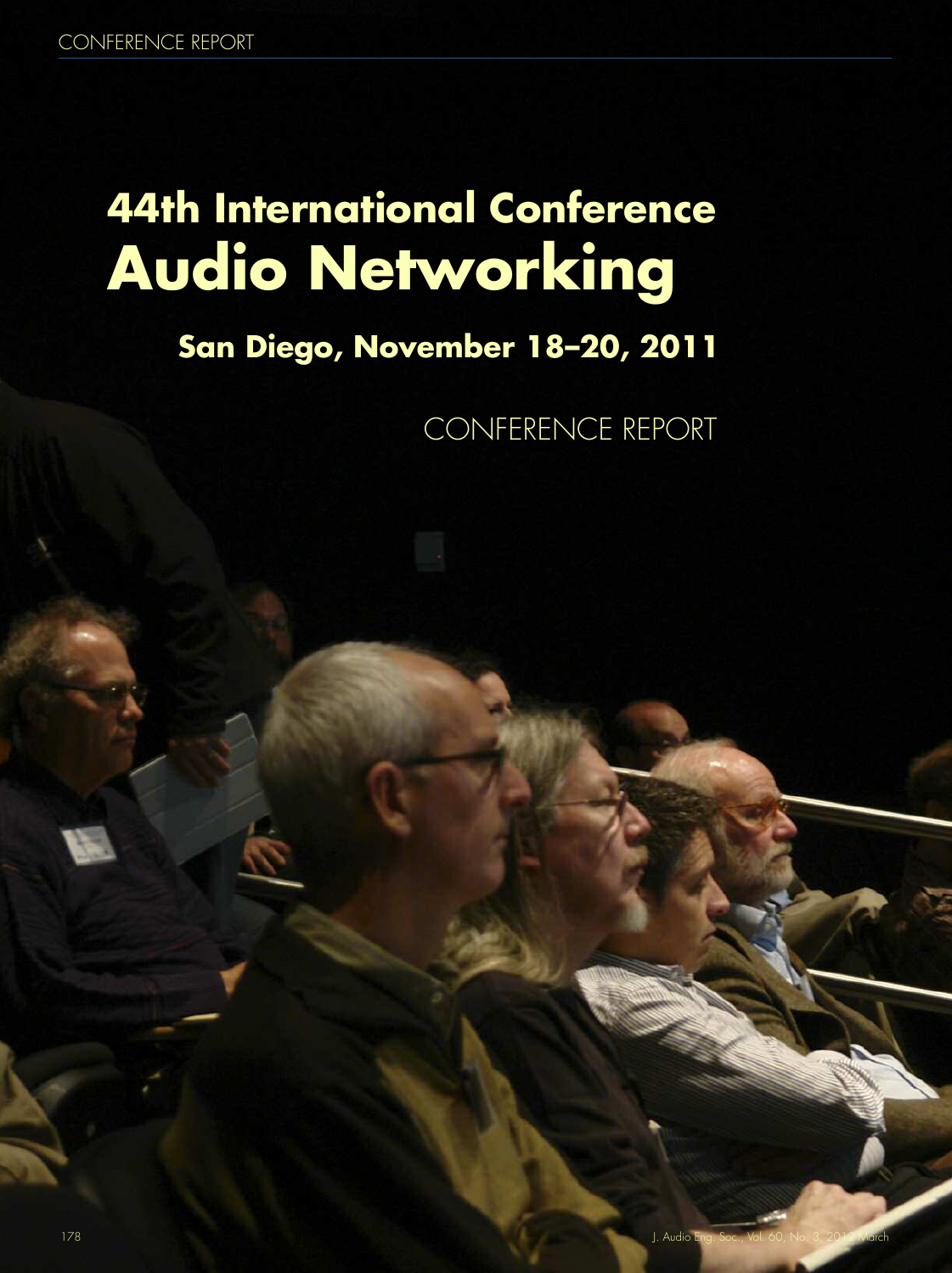# 44th International Conference
# Audio Networking

## San Diego, November 18–20, 2011

CONFERENCE REPORT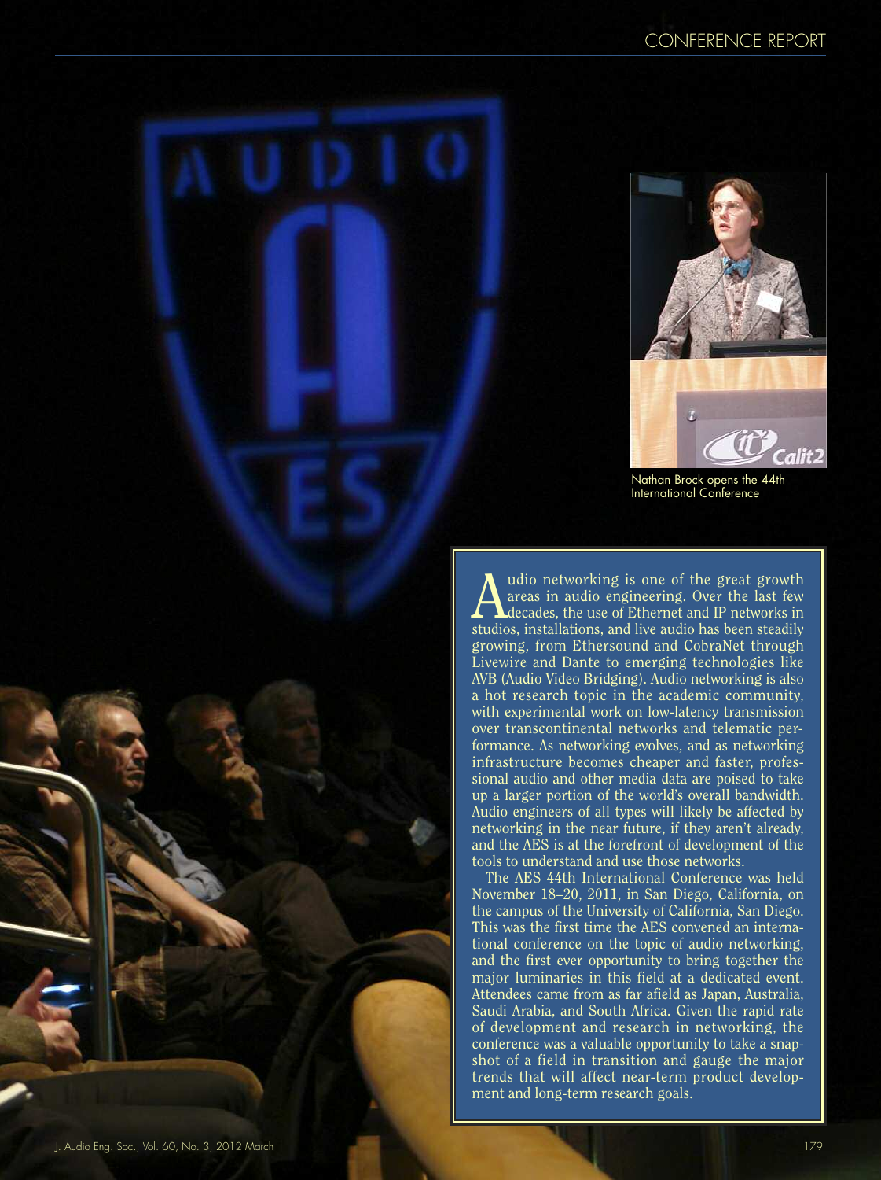Nathan Brock opens the 44th International Conference

Audio networking is one of the great growth areas in audio engineering. Over the last few decades, the use of Ethernet and IP networks in studios, installations, and live audio has been steadily growing, from Ethersound and CobraNet through Livewire and Dante to emerging technologies like AVB (Audio Video Bridging). Audio networking is also a hot research topic in the academic community, with experimental work on low-latency transmission over transcontinental networks and telematic performance. As networking evolves, and as networking infrastructure becomes cheaper and faster, professional audio and other media data are poised to take up a larger portion of the world's overall bandwidth. Audio engineers of all types will likely be affected by networking in the near future, if they aren't already, and the AES is at the forefront of development of the tools to understand and use those networks.

The AES 44th International Conference was held November 18–20, 2011, in San Diego, California, on the campus of the University of California, San Diego. This was the first time the AES convened an international conference on the topic of audio networking, and the first ever opportunity to bring together the major luminaries in this field at a dedicated event. Attendees came from as far afield as Japan, Australia, Saudi Arabia, and South Africa. Given the rapid rate of development and research in networking, the conference was a valuable opportunity to take a snapshot of a field in transition and gauge the major trends that will affect near-term product development and long-term research goals.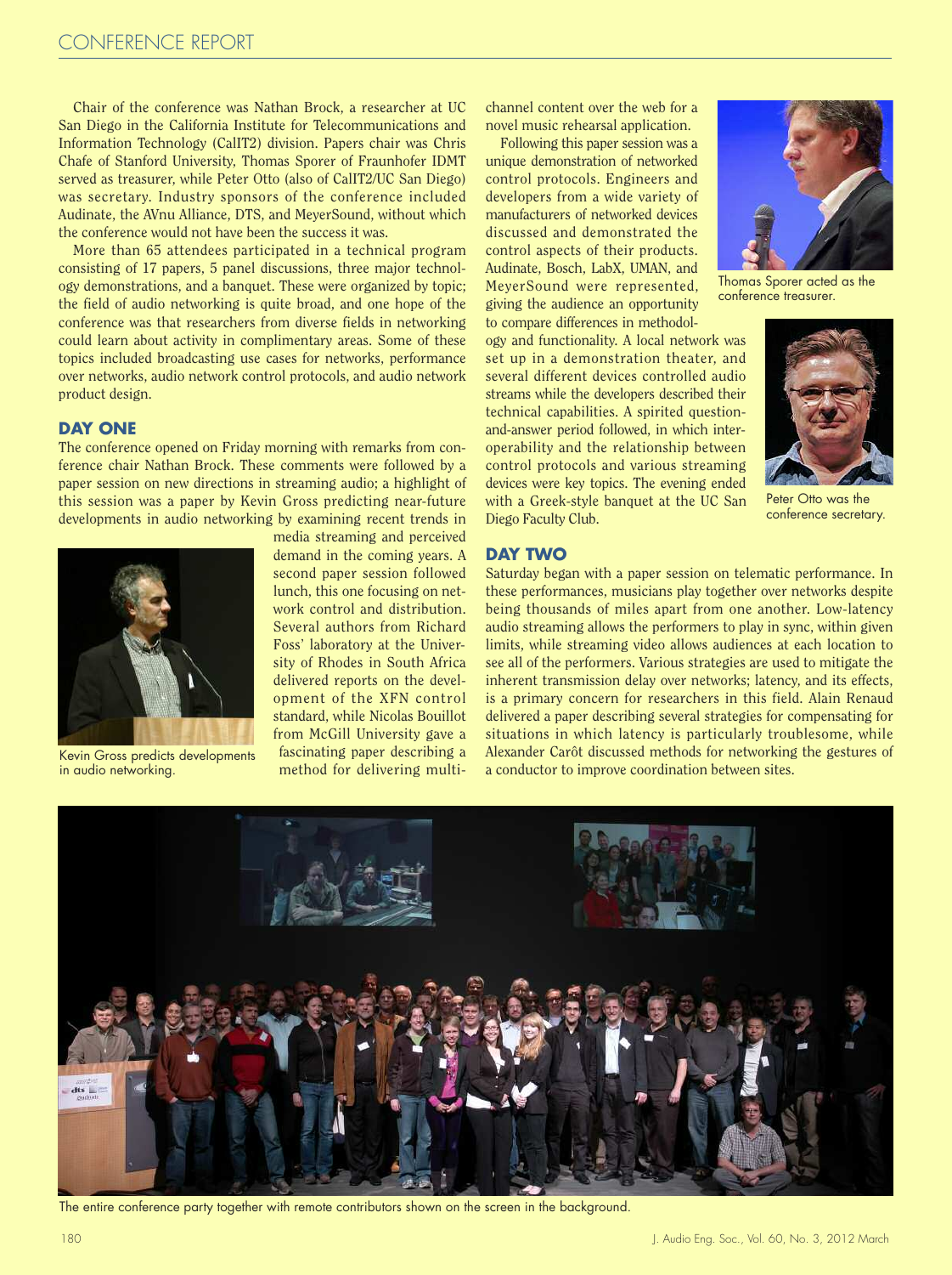Chair of the conference was Nathan Brock, a researcher at UC San Diego in the California Institute for Telecommunications and Information Technology (CalIT2) division. Papers chair was Chris Chafe of Stanford University, Thomas Sporer of Fraunhofer IDMT served as treasurer, while Peter Otto (also of CalIT2/UC San Diego) was secretary. Industry sponsors of the conference included Audinate, the AVnu Alliance, DTS, and MeyerSound, without which the conference would not have been the success it was.

More than 65 attendees participated in a technical program consisting of 17 papers, 5 panel discussions, three major technology demonstrations, and a banquet. These were organized by topic; the field of audio networking is quite broad, and one hope of the conference was that researchers from diverse fields in networking could learn about activity in complimentary areas. Some of these topics included broadcasting use cases for networks, performance over networks, audio network control protocols, and audio network product design.

## DAY ONE

The conference opened on Friday morning with remarks from conference chair Nathan Brock. These comments were followed by a paper session on new directions in streaming audio; a highlight of this session was a paper by Kevin Gross predicting near-future developments in audio networking by examining recent trends in media streaming and perceived demand in the coming years. A second paper session followed lunch, this one focusing on network control and distribution. Several authors from Richard Foss' laboratory at the University of Rhodes in South Africa delivered reports on the development of the XFN control standard, while Nicolas Bouillot from McGill University gave a fascinating paper describing a method for delivering multichannel content over the web for a novel music rehearsal application.

Kevin Gross predicts developments in audio networking.

Following this paper session was a unique demonstration of networked control protocols. Engineers and developers from a wide variety of manufacturers of networked devices discussed and demonstrated the control aspects of their products. Audinate, Bosch, LabX, UMAN, and MeyerSound were represented, giving the audience an opportunity to compare differences in methodology and functionality. A local network was set up in a demonstration theater, and several different devices controlled audio streams while the developers described their technical capabilities. A spirited question-and-answer period followed, in which interoperability and the relationship between control protocols and various streaming devices were key topics. The evening ended with a Greek-style banquet at the UC San Diego Faculty Club.

Thomas Sporer acted as the conference treasurer.

Peter Otto was the conference secretary.

## DAY TWO

Saturday began with a paper session on telematic performance. In these performances, musicians play together over networks despite being thousands of miles apart from one another. Low-latency audio streaming allows the performers to play in sync, within given limits, while streaming video allows audiences at each location to see all of the performers. Various strategies are used to mitigate the inherent transmission delay over networks; latency, and its effects, is a primary concern for researchers in this field. Alain Renaud delivered a paper describing several strategies for compensating for situations in which latency is particularly troublesome, while Alexander Carôt discussed methods for networking the gestures of a conductor to improve coordination between sites.

The entire conference party together with remote contributors shown on the screen in the background.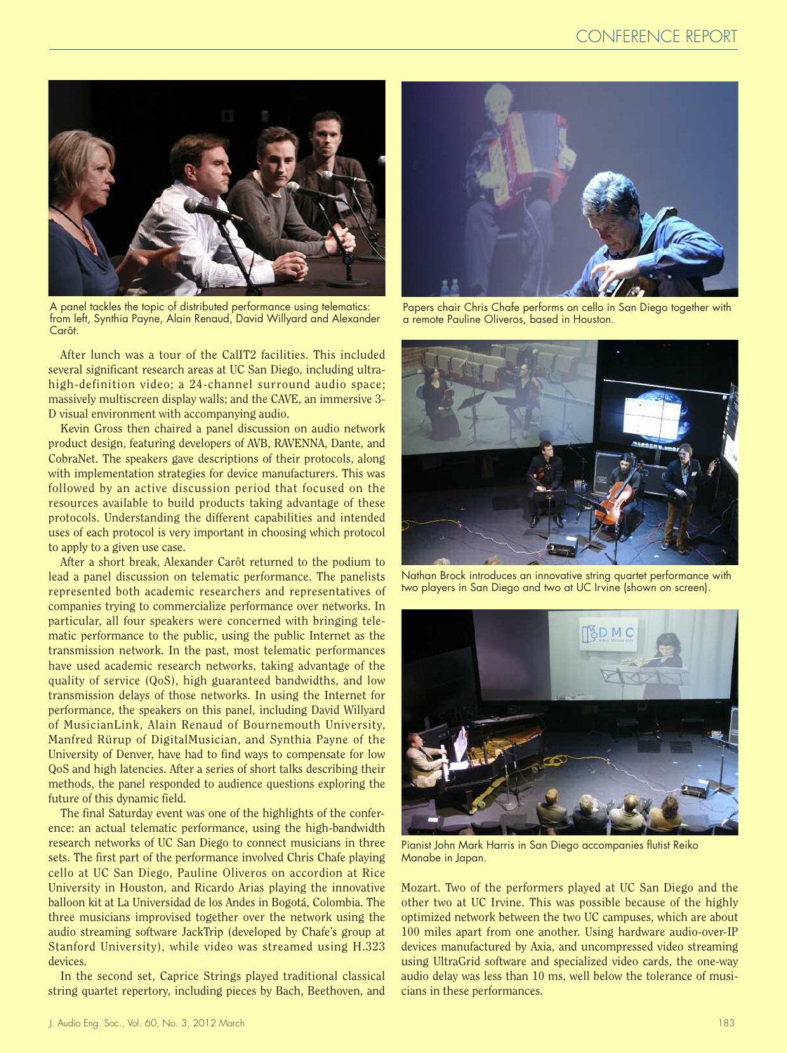A panel tackles the topic of distributed performance using telematics: from left, Synthia Payne, Alain Renaud, David Willyard and Alexander Carôt.

After lunch was a tour of the CalIT2 facilities. This included several significant research areas at UC San Diego, including ultra-high-definition video; a 24-channel surround audio space; massively multiscreen display walls; and the CAVE, an immersive 3-D visual environment with accompanying audio.

Kevin Gross then chaired a panel discussion on audio network product design, featuring developers of AVB, RAVENNA, Dante, and CobraNet. The speakers gave descriptions of their protocols, along with implementation strategies for device manufacturers. This was followed by an active discussion period that focused on the resources available to build products taking advantage of these protocols. Understanding the different capabilities and intended uses of each protocol is very important in choosing which protocol to apply to a given use case.

After a short break, Alexander Carôt returned to the podium to lead a panel discussion on telematic performance. The panelists represented both academic researchers and representatives of companies trying to commercialize performance over networks. In particular, all four speakers were concerned with bringing telematic performance to the public, using the public Internet as the transmission network. In the past, most telematic performances have used academic research networks, taking advantage of the quality of service (QoS), high guaranteed bandwidths, and low transmission delays of those networks. In using the Internet for performance, the speakers on this panel, including David Willyard of MusicianLink, Alain Renaud of Bournemouth University, Manfred Rürup of DigitalMusician, and Synthia Payne of the University of Denver, have had to find ways to compensate for low QoS and high latencies. After a series of short talks describing their methods, the panel responded to audience questions exploring the future of this dynamic field.

The final Saturday event was one of the highlights of the conference: an actual telematic performance, using the high-bandwidth research networks of UC San Diego to connect musicians in three sets. The first part of the performance involved Chris Chafe playing cello at UC San Diego, Pauline Oliveros on accordion at Rice University in Houston, and Ricardo Arias playing the innovative balloon kit at La Universidad de los Andes in Bogotá, Colombia. The three musicians improvised together over the network using the audio streaming software JackTrip (developed by Chafe's group at Stanford University), while video was streamed using H.323 devices.

In the second set, Caprice Strings played traditional classical string quartet repertory, including pieces by Bach, Beethoven, and Mozart. Two of the performers played at UC San Diego and the other two at UC Irvine. This was possible because of the highly optimized network between the two UC campuses, which are about 100 miles apart from one another. Using hardware audio-over-IP devices manufactured by Axia, and uncompressed video streaming using UltraGrid software and specialized video cards, the one-way audio delay was less than 10 ms, well below the tolerance of musicians in these performances.

Papers chair Chris Chafe performs on cello in San Diego together with a remote Pauline Oliveros, based in Houston.

Nathan Brock introduces an innovative string quartet performance with two players in San Diego and two at UC Irvine (shown on screen).

Pianist John Mark Harris in San Diego accompanies flutist Reiko Manabe in Japan.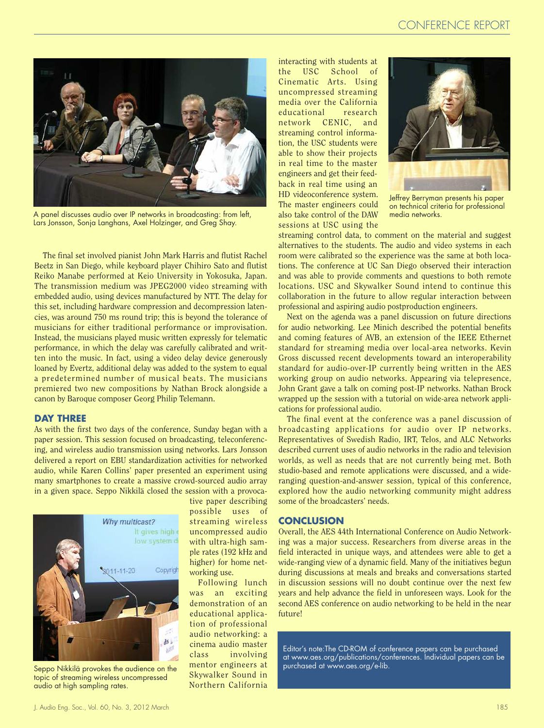A panel discusses audio over IP networks in broadcasting: from left, Lars Jonsson, Sonja Langhans, Axel Holzinger, and Greg Shay.

The final set involved pianist John Mark Harris and flutist Rachel Beetz in San Diego, while keyboard player Chihiro Sato and flutist Reiko Manabe performed at Keio University in Yokosuka, Japan. The transmission medium was JPEG2000 video streaming with embedded audio, using devices manufactured by NTT. The delay for this set, including hardware compression and decompression latencies, was around 750 ms round trip; this is beyond the tolerance of musicians for either traditional performance or improvisation. Instead, the musicians played music written expressly for telematic performance, in which the delay was carefully calibrated and written into the music. In fact, using a video delay device generously loaned by Evertz, additional delay was added to the system to equal a predetermined number of musical beats. The musicians premiered two new compositions by Nathan Brock alongside a canon by Baroque composer Georg Philip Telemann.

## DAY THREE

As with the first two days of the conference, Sunday began with a paper session. This session focused on broadcasting, teleconferencing, and wireless audio transmission using networks. Lars Jonsson delivered a report on EBU standardization activities for networked audio, while Karen Collins' paper presented an experiment using many smartphones to create a massive crowd-sourced audio array in a given space. Seppo Nikkilä closed the session with a provocative paper describing possible uses of streaming wireless uncompressed audio with ultra-high sample rates (192 kHz and higher) for home networking use.

Seppo Nikkilä provokes the audience on the topic of streaming wireless uncompressed audio at high sampling rates.

Following lunch was an exciting demonstration of an educational application of professional audio networking: a cinema audio master class involving mentor engineers at Skywalker Sound in Northern California interacting with students at the USC School of Cinematic Arts. Using uncompressed streaming media over the California educational research network CENIC, and streaming control information, the USC students were able to show their projects in real time to the master engineers and get their feedback in real time using an HD videoconference system. The master engineers could also take control of the DAW sessions at USC using the streaming control data, to comment on the material and suggest alternatives to the students. The audio and video systems in each room were calibrated so the experience was the same at both locations. The conference at UC San Diego observed their interaction and was able to provide comments and questions to both remote locations. USC and Skywalker Sound intend to continue this collaboration in the future to allow regular interaction between professional and aspiring audio postproduction engineers.

Jeffrey Berryman presents his paper on technical criteria for professional media networks.

Next on the agenda was a panel discussion on future directions for audio networking. Lee Minich described the potential benefits and coming features of AVB, an extension of the IEEE Ethernet standard for streaming media over local-area networks. Kevin Gross discussed recent developments toward an interoperability standard for audio-over-IP currently being written in the AES working group on audio networks. Appearing via telepresence, John Grant gave a talk on coming post-IP networks. Nathan Brock wrapped up the session with a tutorial on wide-area network applications for professional audio.

The final event at the conference was a panel discussion of broadcasting applications for audio over IP networks. Representatives of Swedish Radio, IRT, Telos, and ALC Networks described current uses of audio networks in the radio and television worlds, as well as needs that are not currently being met. Both studio-based and remote applications were discussed, and a wide-ranging question-and-answer session, typical of this conference, explored how the audio networking community might address some of the broadcasters' needs.

## CONCLUSION

Overall, the AES 44th International Conference on Audio Networking was a major success. Researchers from diverse areas in the field interacted in unique ways, and attendees were able to get a wide-ranging view of a dynamic field. Many of the initiatives begun during discussions at meals and breaks and conversations started in discussion sessions will no doubt continue over the next few years and help advance the field in unforeseen ways. Look for the second AES conference on audio networking to be held in the near future!

Editor's note:The CD-ROM of conference papers can be purchased at www.aes.org/publications/conferences. Individual papers can be purchased at www.aes.org/e-lib.